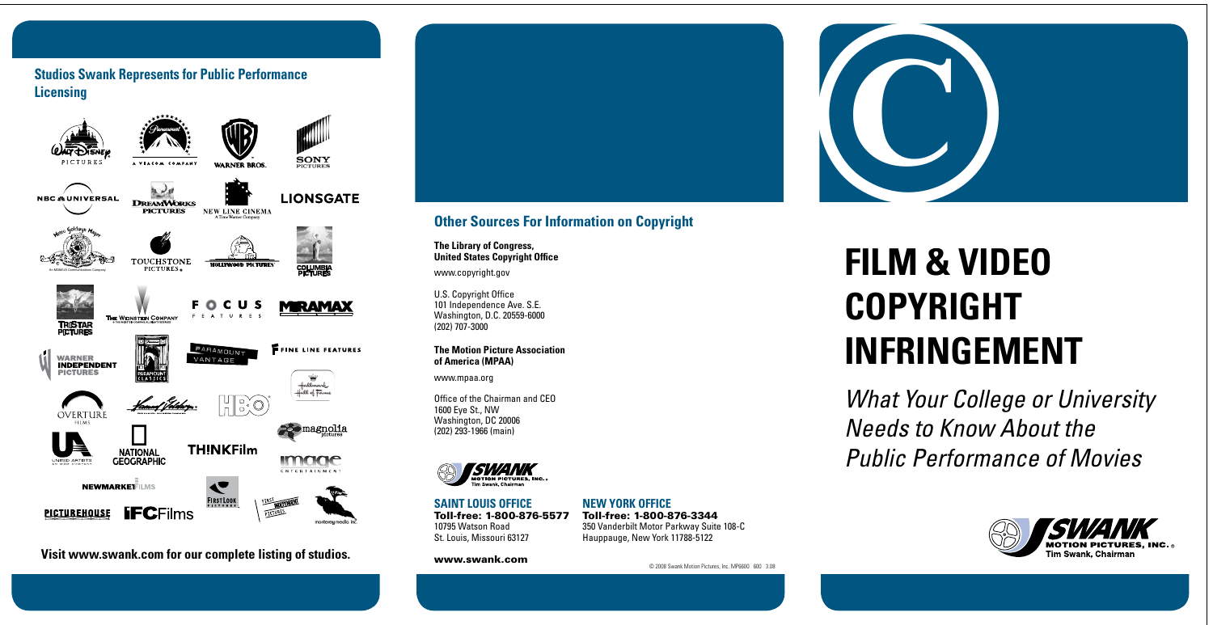## Studios Swank Represents for Public Performance Licensing

Visit www.swank.com for our complete listing of studios.

## Other Sources For Information on Copyright

**The Library of Congress, United States Copyright Office**

www.copyright.gov

U.S. Copyright Office
101 Independence Ave. S.E.
Washington, D.C. 20559-6000
(202) 707-3000

**The Motion Picture Association of America (MPAA)**

www.mpaa.org

Office of the Chairman and CEO
1600 Eye St., NW
Washington, DC 20006
(202) 293-1966 (main)

**SAINT LOUIS OFFICE**
**Toll-free: 1-800-876-5577**
10795 Watson Road
St. Louis, Missouri 63127

**NEW YORK OFFICE**
**Toll-free: 1-800-876-3344**
350 Vanderbilt Motor Parkway Suite 108-C
Hauppauge, New York 11788-5122

**www.swank.com**

© 2008 Swank Motion Pictures, Inc. MP6600 600 3.08

# FILM & VIDEO COPYRIGHT INFRINGEMENT

*What Your College or University Needs to Know About the Public Performance of Movies*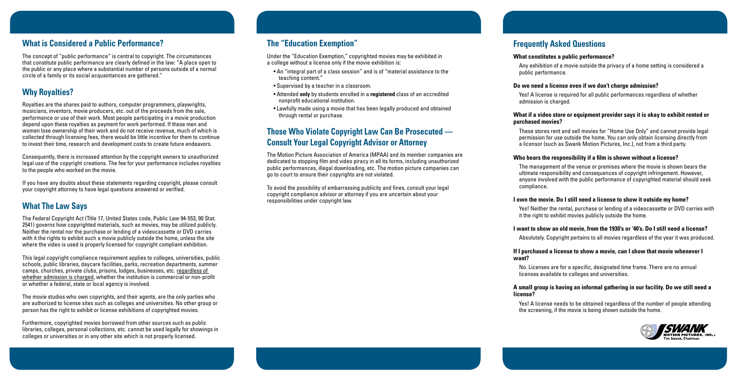## What is Considered a Public Performance?

The concept of "public performance" is central to copyright. The circumstances that constitute public performance are clearly defined in the law: "A place open to the public or any place where a substantial number of persons outside of a normal circle of a family or its social acquaintances are gathered."

## Why Royalties?

Royalties are the shares paid to authors, computer programmers, playwrights, musicians, inventors, movie producers, etc. out of the proceeds from the sale, performance or use of their work. Most people participating in a movie production depend upon these royalties as payment for work performed. If these men and women lose ownership of their work and do not receive revenue, much of which is collected through licensing fees, there would be little incentive for them to continue to invest their time, research and development costs to create future endeavors.

Consequently, there is increased attention by the copyright owners to unauthorized legal use of the copyright creations. The fee for your performance includes royalties to the people who worked on the movie.

If you have any doubts about these statements regarding copyright, please consult your copyright attorney to have legal questions answered or verified.

## What The Law Says

The Federal Copyright Act (Title 17, United States code, Public Law 94-553, 90 Stat. 2541) governs how copyrighted materials, such as movies, may be utilized publicly. Neither the rental nor the purchase or lending of a videocassette or DVD carries with it the rights to exhibit such a movie publicly outside the home, unless the site where the video is used is properly licensed for copyright compliant exhibition.

This legal copyright compliance requirement applies to colleges, universities, public schools, public libraries, daycare facilities, parks, recreation departments, summer camps, churches, private clubs, prisons, lodges, businesses, etc. regardless of whether admission is charged, whether the institution is commercial or non-profit or whether a federal, state or local agency is involved.

The movie studios who own copyrights, and their agents, are the only parties who are authorized to license sites such as colleges and universities. No other group or person has the right to exhibit or license exhibitions of copyrighted movies.

Furthermore, copyrighted movies borrowed from other sources such as public libraries, colleges, personal collections, etc. cannot be used legally for showings in colleges or universities or in any other site which is not properly licensed.

## The "Education Exemption"

Under the "Education Exemption," copyrighted movies may be exhibited in a college without a license only if the movie exhibition is:

- An "integral part of a class session" and is of "material assistance to the teaching content."
- Supervised by a teacher in a classroom.
- Attended **only** by students enrolled in a **registered** class of an accredited nonprofit educational institution.
- Lawfully made using a movie that has been legally produced and obtained through rental or purchase.

## Those Who Violate Copyright Law Can Be Prosecuted — Consult Your Legal Copyright Advisor or Attorney

The Motion Picture Association of America (MPAA) and its member companies are dedicated to stopping film and video piracy in all its forms, including unauthorized public performances, illegal downloading, etc. The motion picture companies can go to court to ensure their copyrights are not violated.

To avoid the possibility of embarrassing publicity and fines, consult your legal copyright compliance advisor or attorney if you are uncertain about your responsibilities under copyright law.

## Frequently Asked Questions

**What constitutes a public performance?**

Any exhibition of a movie outside the privacy of a home setting is considered a public performance.

**Do we need a license even if we don't charge admission?**

Yes! A license is required for all public performances regardless of whether admission is charged.

**What if a video store or equipment provider says it is okay to exhibit rented or purchased movies?**

These stores rent and sell movies for "Home Use Only" and cannot provide legal permission for use outside the home. You can only obtain licensing directly from a licensor (such as Swank Motion Pictures, Inc.), not from a third party.

**Who bears the responsibility if a film is shown without a license?**

The management of the venue or premises where the movie is shown bears the ultimate responsibility and consequences of copyright infringement. However, anyone involved with the public performance of copyrighted material should seek compliance.

**I own the movie. Do I still need a license to show it outside my home?**

Yes! Neither the rental, purchase or lending of a videocassette or DVD carries with it the right to exhibit movies publicly outside the home.

**I want to show an old movie, from the 1930's or '40's. Do I still need a license?**

Absolutely. Copyright pertains to all movies regardless of the year it was produced.

**If I purchased a license to show a movie, can I show that movie whenever I want?**

No. Licenses are for a specific, designated time frame. There are no annual licenses available to colleges and universities.

**A small group is having an informal gathering in our facility. Do we still need a license?**

Yes! A license needs to be obtained regardless of the number of people attending the screening, if the movie is being shown outside the home.

SWANK MOTION PICTURES, INC.
Tim Swank, Chairman